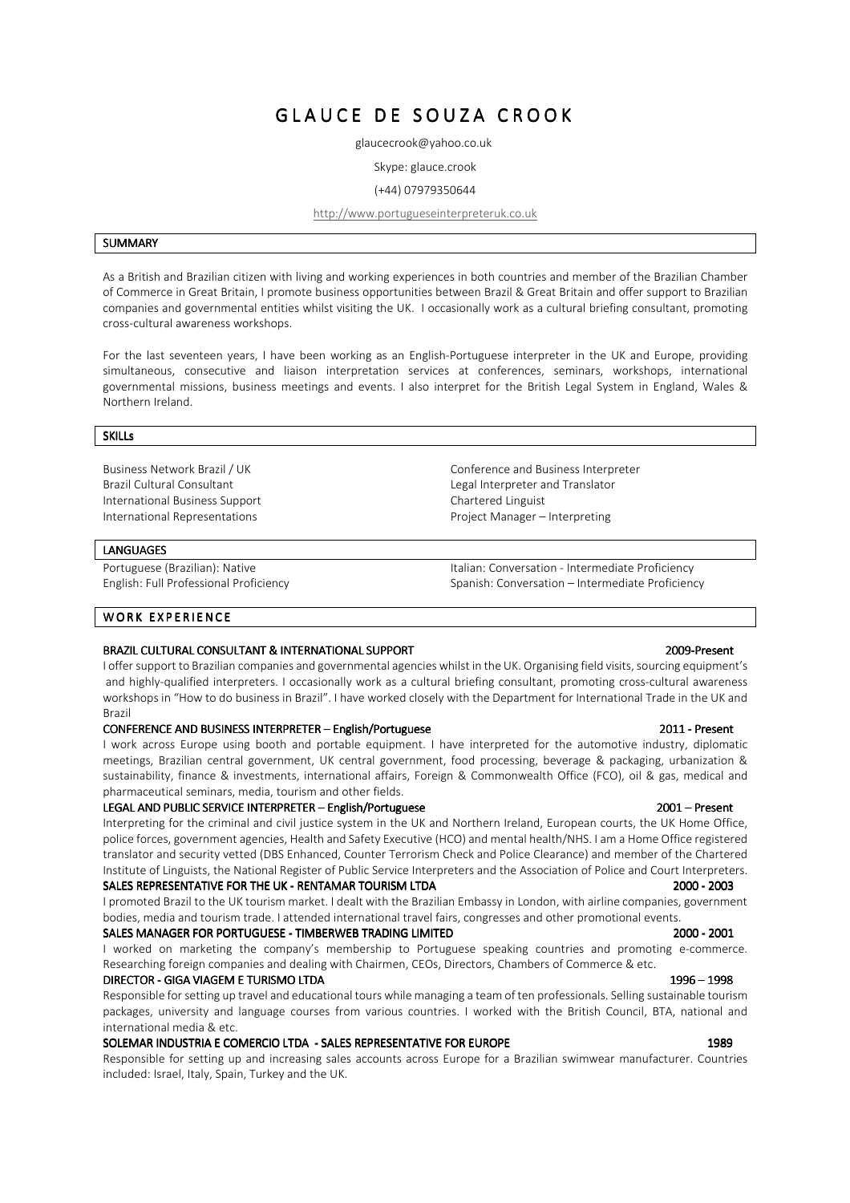# GLAUCE DE SOUZA CROOK

glaucecrook@yahoo.co.uk

Skype: glauce.crook

(+44) 07979350644

http://www.portugueseinterpreteruk.co.uk

## SUMMARY

As a British and Brazilian citizen with living and working experiences in both countries and member of the Brazilian Chamber of Commerce in Great Britain, I promote business opportunities between Brazil & Great Britain and offer support to Brazilian companies and governmental entities whilst visiting the UK. I occasionally work as a cultural briefing consultant, promoting cross-cultural awareness workshops.

For the last seventeen years, I have been working as an English-Portuguese interpreter in the UK and Europe, providing simultaneous, consecutive and liaison interpretation services at conferences, seminars, workshops, international governmental missions, business meetings and events. I also interpret for the British Legal System in England, Wales & Northern Ireland.

## SKILLs

- Business Network Brazil / UK
- Brazil Cultural Consultant
- International Business Support
- International Representations
- Conference and Business Interpreter
- Legal Interpreter and Translator
- Chartered Linguist
- Project Manager – Interpreting

## LANGUAGES

- Portuguese (Brazilian): Native
- English: Full Professional Proficiency
- Italian: Conversation - Intermediate Proficiency
- Spanish: Conversation – Intermediate Proficiency

## WORK EXPERIENCE

**BRAZIL CULTURAL CONSULTANT & INTERNATIONAL SUPPORT** — **2009-Present**

I offer support to Brazilian companies and governmental agencies whilst in the UK. Organising field visits, sourcing equipment's and highly-qualified interpreters. I occasionally work as a cultural briefing consultant, promoting cross-cultural awareness workshops in "How to do business in Brazil". I have worked closely with the Department for International Trade in the UK and Brazil

**CONFERENCE AND BUSINESS INTERPRETER – English/Portuguese** — **2011 - Present**

I work across Europe using booth and portable equipment. I have interpreted for the automotive industry, diplomatic meetings, Brazilian central government, UK central government, food processing, beverage & packaging, urbanization & sustainability, finance & investments, international affairs, Foreign & Commonwealth Office (FCO), oil & gas, medical and pharmaceutical seminars, media, tourism and other fields.

**LEGAL AND PUBLIC SERVICE INTERPRETER – English/Portuguese** — **2001 – Present**

Interpreting for the criminal and civil justice system in the UK and Northern Ireland, European courts, the UK Home Office, police forces, government agencies, Health and Safety Executive (HCO) and mental health/NHS. I am a Home Office registered translator and security vetted (DBS Enhanced, Counter Terrorism Check and Police Clearance) and member of the Chartered Institute of Linguists, the National Register of Public Service Interpreters and the Association of Police and Court Interpreters.

**SALES REPRESENTATIVE FOR THE UK - RENTAMAR TOURISM LTDA** — **2000 - 2003**

I promoted Brazil to the UK tourism market. I dealt with the Brazilian Embassy in London, with airline companies, government bodies, media and tourism trade. I attended international travel fairs, congresses and other promotional events.

**SALES MANAGER FOR PORTUGUESE - TIMBERWEB TRADING LIMITED** — **2000 - 2001**

I worked on marketing the company's membership to Portuguese speaking countries and promoting e-commerce. Researching foreign companies and dealing with Chairmen, CEOs, Directors, Chambers of Commerce & etc.

**DIRECTOR - GIGA VIAGEM E TURISMO LTDA** — **1996 – 1998**

Responsible for setting up travel and educational tours while managing a team of ten professionals. Selling sustainable tourism packages, university and language courses from various countries. I worked with the British Council, BTA, national and international media & etc.

**SOLEMAR INDUSTRIA E COMERCIO LTDA - SALES REPRESENTATIVE FOR EUROPE** — **1989**

Responsible for setting up and increasing sales accounts across Europe for a Brazilian swimwear manufacturer. Countries included: Israel, Italy, Spain, Turkey and the UK.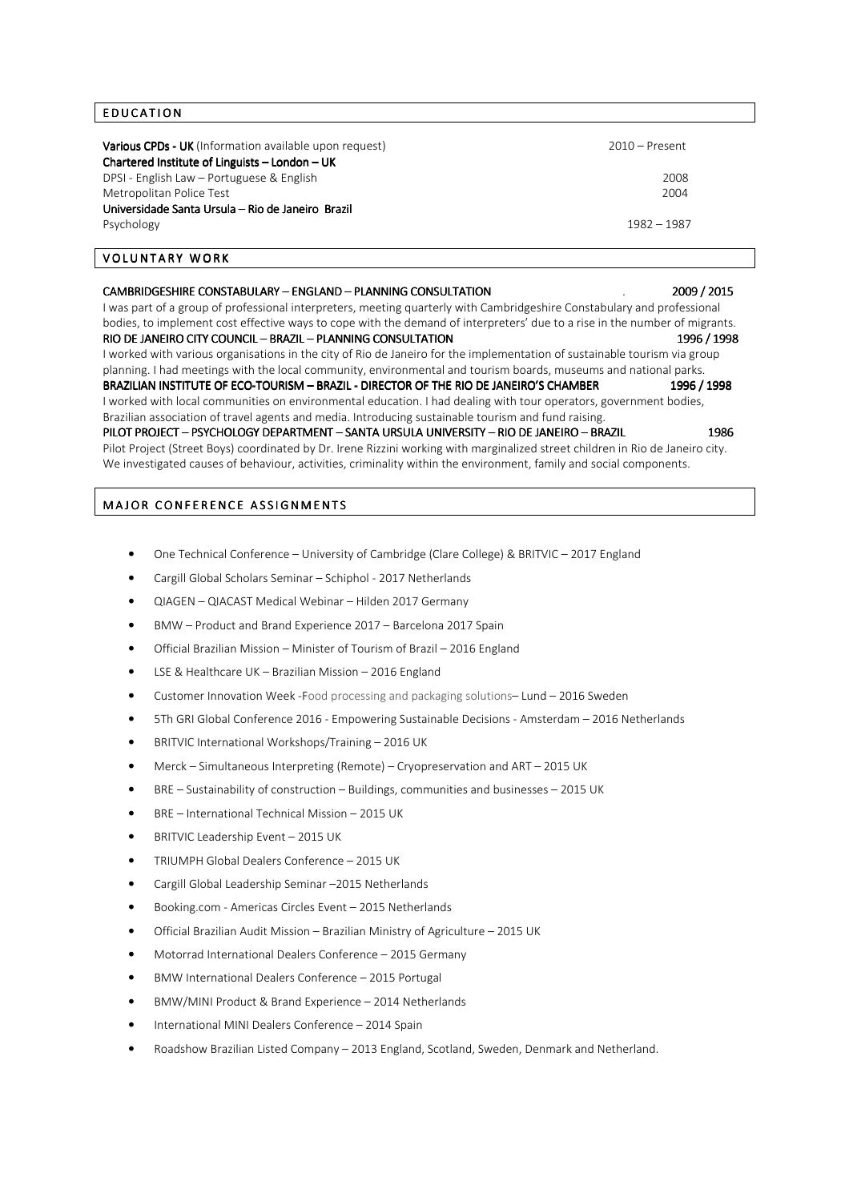## EDUCATION

**Various CPDs - UK** (Information available upon request) 2010 – Present

**Chartered Institute of Linguists – London – UK**

DPSI - English Law – Portuguese & English 2008

Metropolitan Police Test 2004

**Universidade Santa Ursula – Rio de Janeiro Brazil**

Psychology 1982 – 1987

## VOLUNTARY WORK

**CAMBRIDGESHIRE CONSTABULARY – ENGLAND – PLANNING CONSULTATION** . **2009 / 2015**

I was part of a group of professional interpreters, meeting quarterly with Cambridgeshire Constabulary and professional bodies, to implement cost effective ways to cope with the demand of interpreters' due to a rise in the number of migrants.

**RIO DE JANEIRO CITY COUNCIL – BRAZIL – PLANNING CONSULTATION** **1996 / 1998**

I worked with various organisations in the city of Rio de Janeiro for the implementation of sustainable tourism via group planning. I had meetings with the local community, environmental and tourism boards, museums and national parks.

**BRAZILIAN INSTITUTE OF ECO-TOURISM – BRAZIL - DIRECTOR OF THE RIO DE JANEIRO'S CHAMBER** **1996 / 1998**

I worked with local communities on environmental education. I had dealing with tour operators, government bodies, Brazilian association of travel agents and media. Introducing sustainable tourism and fund raising.

**PILOT PROJECT – PSYCHOLOGY DEPARTMENT – SANTA URSULA UNIVERSITY – RIO DE JANEIRO – BRAZIL** **1986**

Pilot Project (Street Boys) coordinated by Dr. Irene Rizzini working with marginalized street children in Rio de Janeiro city. We investigated causes of behaviour, activities, criminality within the environment, family and social components.

## MAJOR CONFERENCE ASSIGNMENTS

- One Technical Conference – University of Cambridge (Clare College) & BRITVIC – 2017 England
- Cargill Global Scholars Seminar – Schiphol - 2017 Netherlands
- QIAGEN – QIACAST Medical Webinar – Hilden 2017 Germany
- BMW – Product and Brand Experience 2017 – Barcelona 2017 Spain
- Official Brazilian Mission – Minister of Tourism of Brazil – 2016 England
- LSE & Healthcare UK – Brazilian Mission – 2016 England
- Customer Innovation Week -Food processing and packaging solutions– Lund – 2016 Sweden
- 5Th GRI Global Conference 2016 - Empowering Sustainable Decisions - Amsterdam – 2016 Netherlands
- BRITVIC International Workshops/Training – 2016 UK
- Merck – Simultaneous Interpreting (Remote) – Cryopreservation and ART – 2015 UK
- BRE – Sustainability of construction – Buildings, communities and businesses – 2015 UK
- BRE – International Technical Mission – 2015 UK
- BRITVIC Leadership Event – 2015 UK
- TRIUMPH Global Dealers Conference – 2015 UK
- Cargill Global Leadership Seminar –2015 Netherlands
- Booking.com - Americas Circles Event – 2015 Netherlands
- Official Brazilian Audit Mission – Brazilian Ministry of Agriculture – 2015 UK
- Motorrad International Dealers Conference – 2015 Germany
- BMW International Dealers Conference – 2015 Portugal
- BMW/MINI Product & Brand Experience – 2014 Netherlands
- International MINI Dealers Conference – 2014 Spain
- Roadshow Brazilian Listed Company – 2013 England, Scotland, Sweden, Denmark and Netherland.